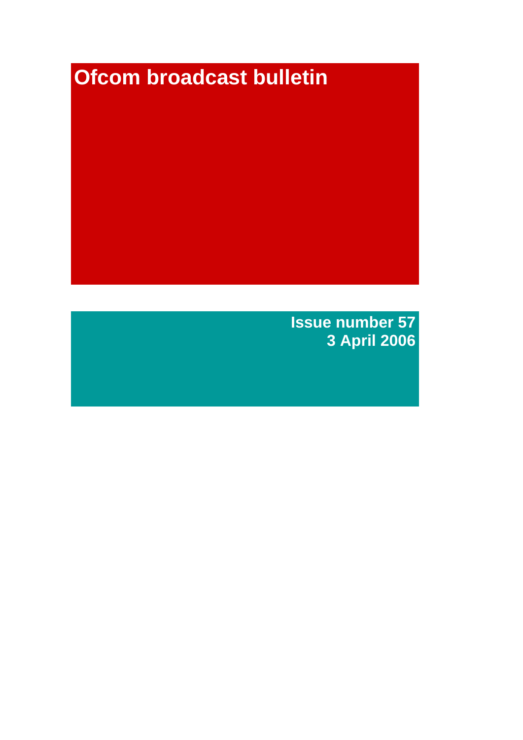# Ofcom broadcast bulletin

**Issue number 57**
**3 April 2006**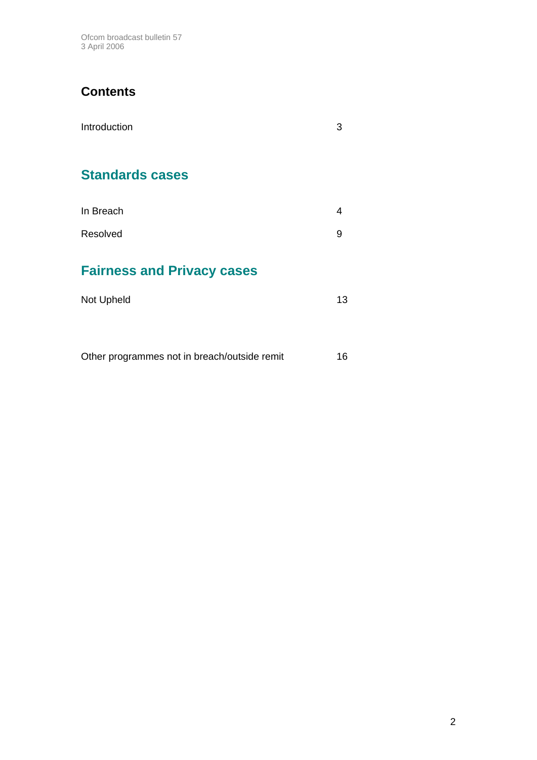## Contents

| | |
|---|---|
| Introduction | 3 |

## Standards cases

| | |
|---|---|
| In Breach | 4 |
| Resolved | 9 |

## Fairness and Privacy cases

| | |
|---|---|
| Not Upheld | 13 |

| | |
|---|---|
| Other programmes not in breach/outside remit | 16 |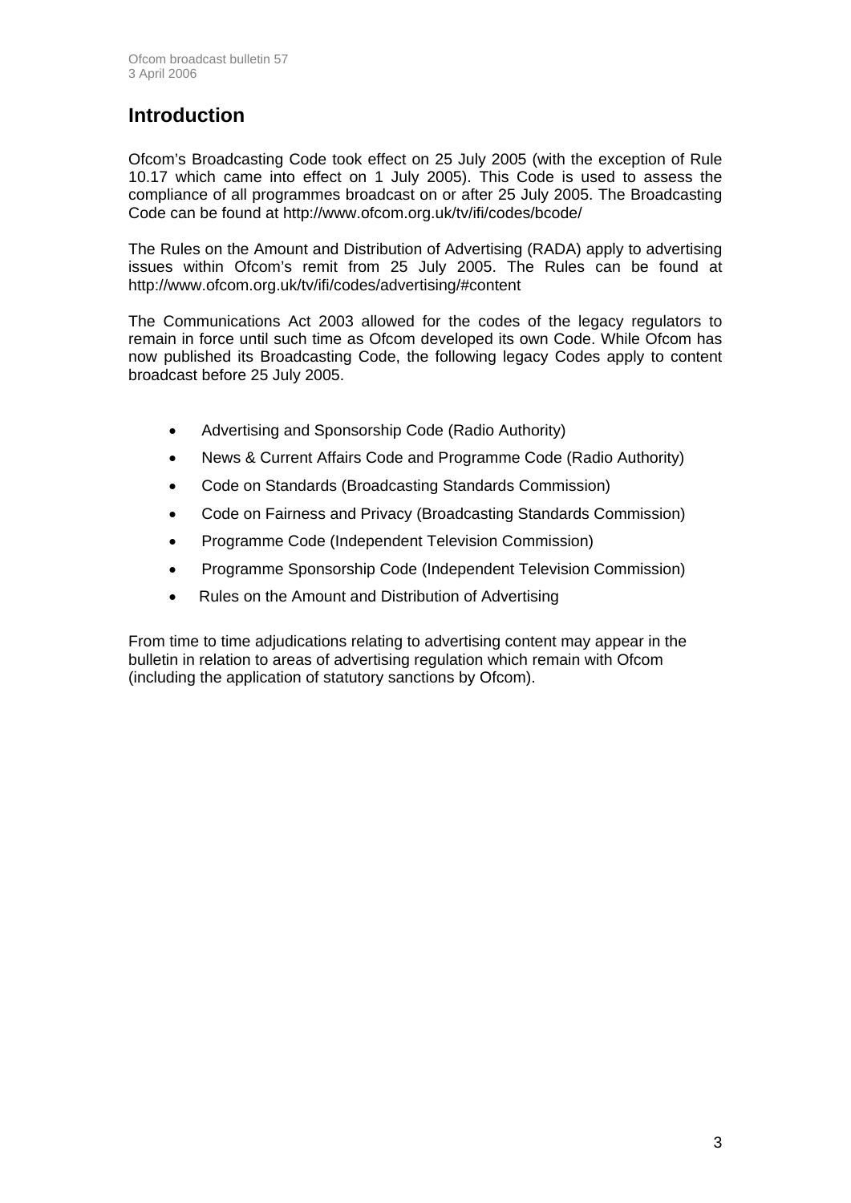# Introduction

Ofcom's Broadcasting Code took effect on 25 July 2005 (with the exception of Rule 10.17 which came into effect on 1 July 2005). This Code is used to assess the compliance of all programmes broadcast on or after 25 July 2005. The Broadcasting Code can be found at http://www.ofcom.org.uk/tv/ifi/codes/bcode/

The Rules on the Amount and Distribution of Advertising (RADA) apply to advertising issues within Ofcom's remit from 25 July 2005. The Rules can be found at http://www.ofcom.org.uk/tv/ifi/codes/advertising/#content

The Communications Act 2003 allowed for the codes of the legacy regulators to remain in force until such time as Ofcom developed its own Code. While Ofcom has now published its Broadcasting Code, the following legacy Codes apply to content broadcast before 25 July 2005.

- Advertising and Sponsorship Code (Radio Authority)
- News & Current Affairs Code and Programme Code (Radio Authority)
- Code on Standards (Broadcasting Standards Commission)
- Code on Fairness and Privacy (Broadcasting Standards Commission)
- Programme Code (Independent Television Commission)
- Programme Sponsorship Code (Independent Television Commission)
- Rules on the Amount and Distribution of Advertising

From time to time adjudications relating to advertising content may appear in the bulletin in relation to areas of advertising regulation which remain with Ofcom (including the application of statutory sanctions by Ofcom).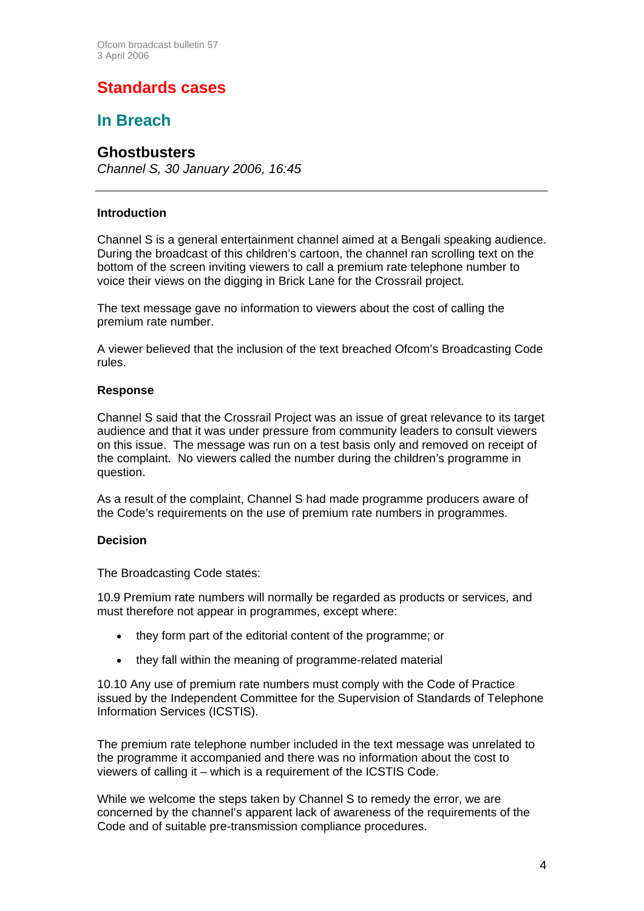# Standards cases

## In Breach

### Ghostbusters

*Channel S, 30 January 2006, 16:45*

---

**Introduction**

Channel S is a general entertainment channel aimed at a Bengali speaking audience. During the broadcast of this children's cartoon, the channel ran scrolling text on the bottom of the screen inviting viewers to call a premium rate telephone number to voice their views on the digging in Brick Lane for the Crossrail project.

The text message gave no information to viewers about the cost of calling the premium rate number.

A viewer believed that the inclusion of the text breached Ofcom's Broadcasting Code rules.

**Response**

Channel S said that the Crossrail Project was an issue of great relevance to its target audience and that it was under pressure from community leaders to consult viewers on this issue. The message was run on a test basis only and removed on receipt of the complaint. No viewers called the number during the children's programme in question.

As a result of the complaint, Channel S had made programme producers aware of the Code's requirements on the use of premium rate numbers in programmes.

**Decision**

The Broadcasting Code states:

10.9 Premium rate numbers will normally be regarded as products or services, and must therefore not appear in programmes, except where:

- they form part of the editorial content of the programme; or
- they fall within the meaning of programme-related material

10.10 Any use of premium rate numbers must comply with the Code of Practice issued by the Independent Committee for the Supervision of Standards of Telephone Information Services (ICSTIS).

The premium rate telephone number included in the text message was unrelated to the programme it accompanied and there was no information about the cost to viewers of calling it – which is a requirement of the ICSTIS Code.

While we welcome the steps taken by Channel S to remedy the error, we are concerned by the channel's apparent lack of awareness of the requirements of the Code and of suitable pre-transmission compliance procedures.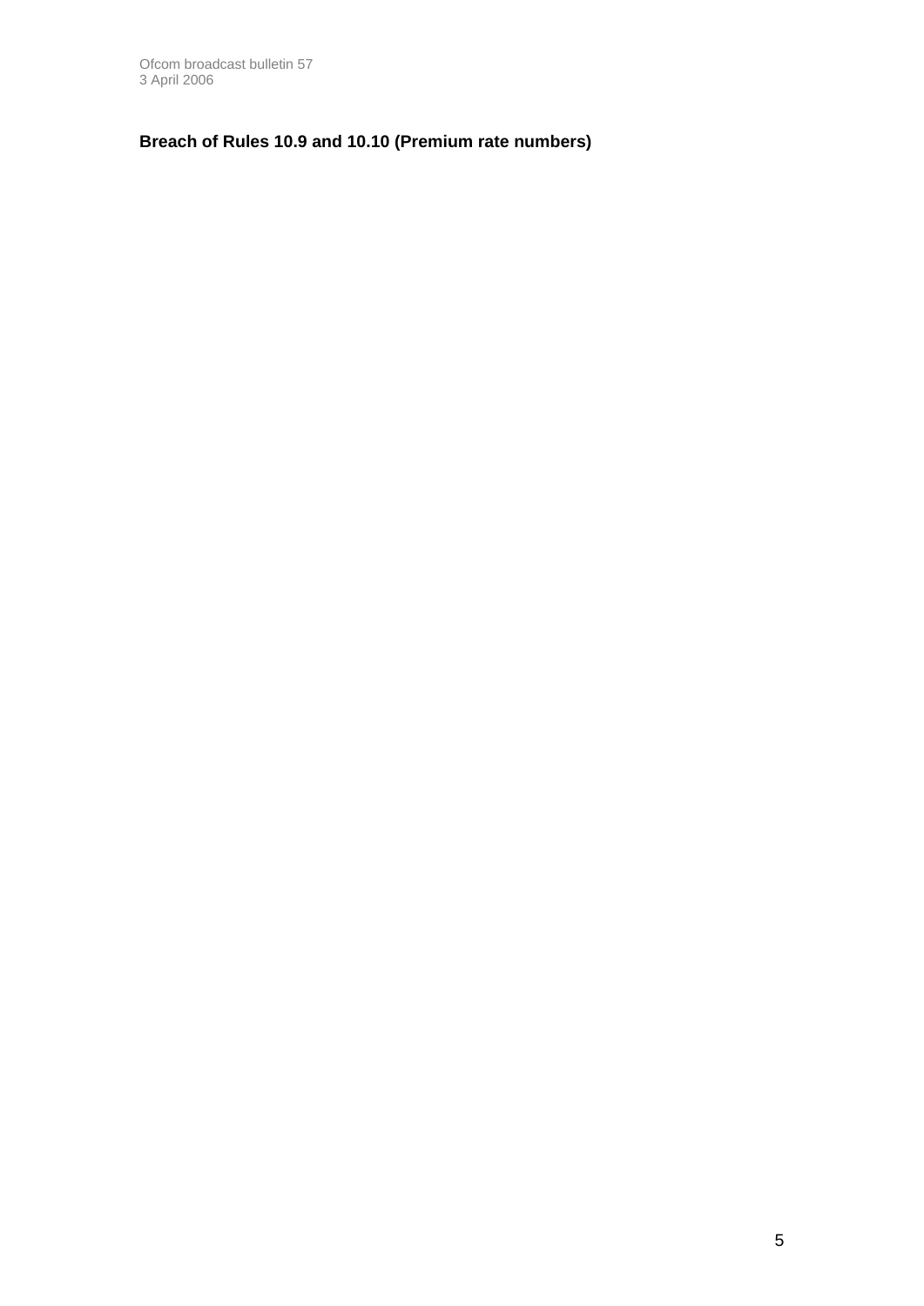**Breach of Rules 10.9 and 10.10 (Premium rate numbers)**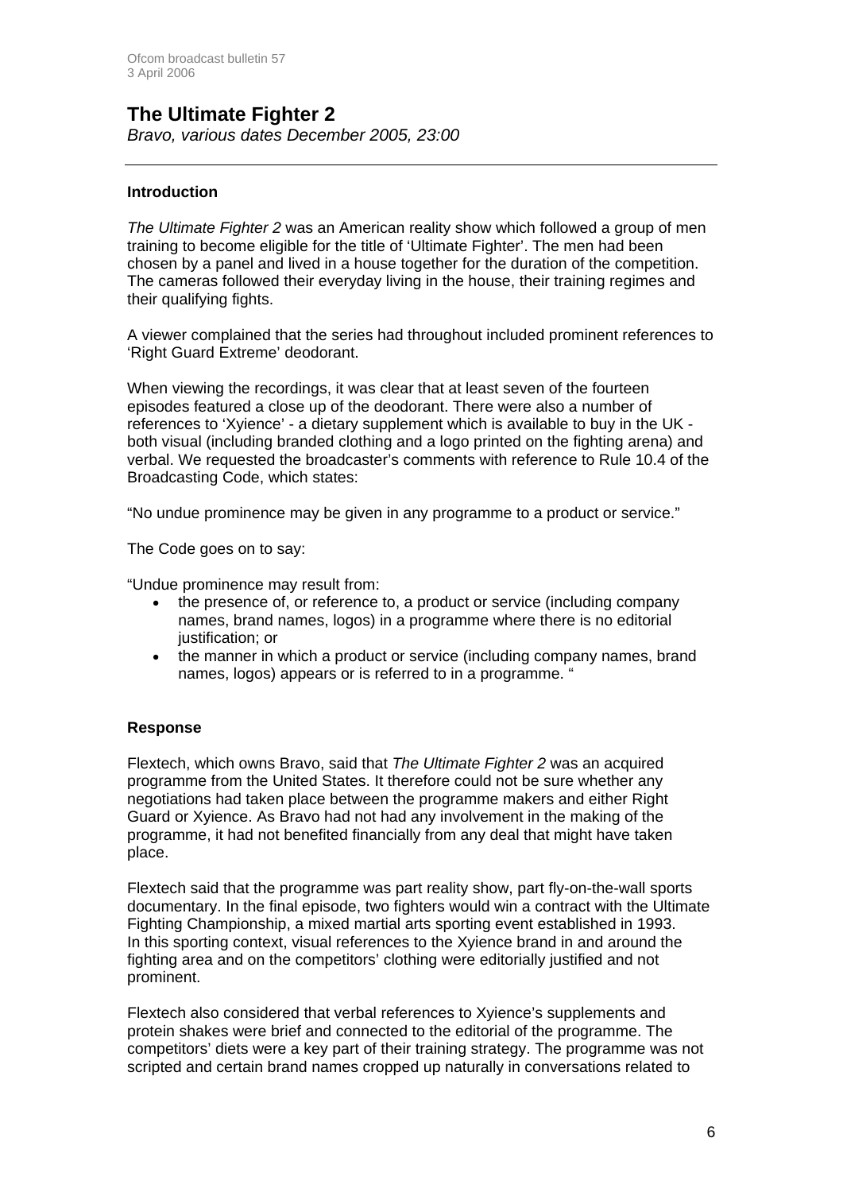## The Ultimate Fighter 2

*Bravo, various dates December 2005, 23:00*

---

### Introduction

*The Ultimate Fighter 2* was an American reality show which followed a group of men training to become eligible for the title of 'Ultimate Fighter'. The men had been chosen by a panel and lived in a house together for the duration of the competition. The cameras followed their everyday living in the house, their training regimes and their qualifying fights.

A viewer complained that the series had throughout included prominent references to 'Right Guard Extreme' deodorant.

When viewing the recordings, it was clear that at least seven of the fourteen episodes featured a close up of the deodorant. There were also a number of references to 'Xyience' - a dietary supplement which is available to buy in the UK - both visual (including branded clothing and a logo printed on the fighting arena) and verbal. We requested the broadcaster's comments with reference to Rule 10.4 of the Broadcasting Code, which states:

"No undue prominence may be given in any programme to a product or service."

The Code goes on to say:

"Undue prominence may result from:

- the presence of, or reference to, a product or service (including company names, brand names, logos) in a programme where there is no editorial justification; or
- the manner in which a product or service (including company names, brand names, logos) appears or is referred to in a programme. "

### Response

Flextech, which owns Bravo, said that *The Ultimate Fighter 2* was an acquired programme from the United States. It therefore could not be sure whether any negotiations had taken place between the programme makers and either Right Guard or Xyience. As Bravo had not had any involvement in the making of the programme, it had not benefited financially from any deal that might have taken place.

Flextech said that the programme was part reality show, part fly-on-the-wall sports documentary. In the final episode, two fighters would win a contract with the Ultimate Fighting Championship, a mixed martial arts sporting event established in 1993. In this sporting context, visual references to the Xyience brand in and around the fighting area and on the competitors' clothing were editorially justified and not prominent.

Flextech also considered that verbal references to Xyience's supplements and protein shakes were brief and connected to the editorial of the programme. The competitors' diets were a key part of their training strategy. The programme was not scripted and certain brand names cropped up naturally in conversations related to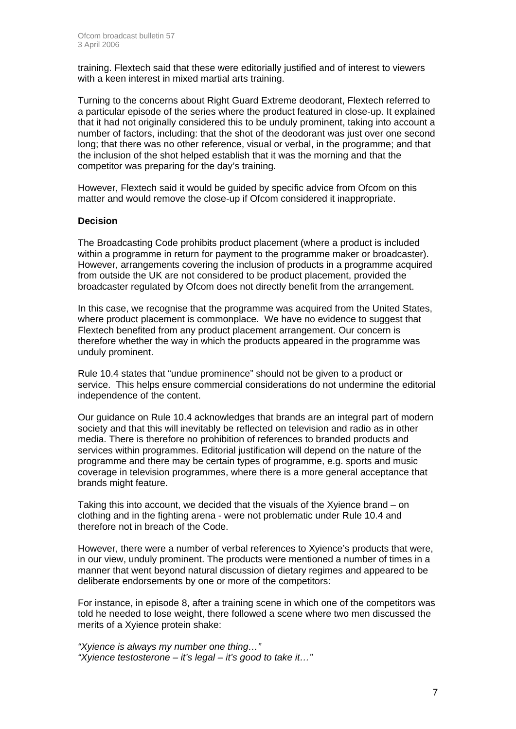training. Flextech said that these were editorially justified and of interest to viewers with a keen interest in mixed martial arts training.

Turning to the concerns about Right Guard Extreme deodorant, Flextech referred to a particular episode of the series where the product featured in close-up. It explained that it had not originally considered this to be unduly prominent, taking into account a number of factors, including: that the shot of the deodorant was just over one second long; that there was no other reference, visual or verbal, in the programme; and that the inclusion of the shot helped establish that it was the morning and that the competitor was preparing for the day's training.

However, Flextech said it would be guided by specific advice from Ofcom on this matter and would remove the close-up if Ofcom considered it inappropriate.

**Decision**

The Broadcasting Code prohibits product placement (where a product is included within a programme in return for payment to the programme maker or broadcaster). However, arrangements covering the inclusion of products in a programme acquired from outside the UK are not considered to be product placement, provided the broadcaster regulated by Ofcom does not directly benefit from the arrangement.

In this case, we recognise that the programme was acquired from the United States, where product placement is commonplace. We have no evidence to suggest that Flextech benefited from any product placement arrangement. Our concern is therefore whether the way in which the products appeared in the programme was unduly prominent.

Rule 10.4 states that "undue prominence" should not be given to a product or service. This helps ensure commercial considerations do not undermine the editorial independence of the content.

Our guidance on Rule 10.4 acknowledges that brands are an integral part of modern society and that this will inevitably be reflected on television and radio as in other media. There is therefore no prohibition of references to branded products and services within programmes. Editorial justification will depend on the nature of the programme and there may be certain types of programme, e.g. sports and music coverage in television programmes, where there is a more general acceptance that brands might feature.

Taking this into account, we decided that the visuals of the Xyience brand – on clothing and in the fighting arena - were not problematic under Rule 10.4 and therefore not in breach of the Code.

However, there were a number of verbal references to Xyience's products that were, in our view, unduly prominent. The products were mentioned a number of times in a manner that went beyond natural discussion of dietary regimes and appeared to be deliberate endorsements by one or more of the competitors:

For instance, in episode 8, after a training scene in which one of the competitors was told he needed to lose weight, there followed a scene where two men discussed the merits of a Xyience protein shake:

*"Xyience is always my number one thing…"*
*"Xyience testosterone – it's legal – it's good to take it…"*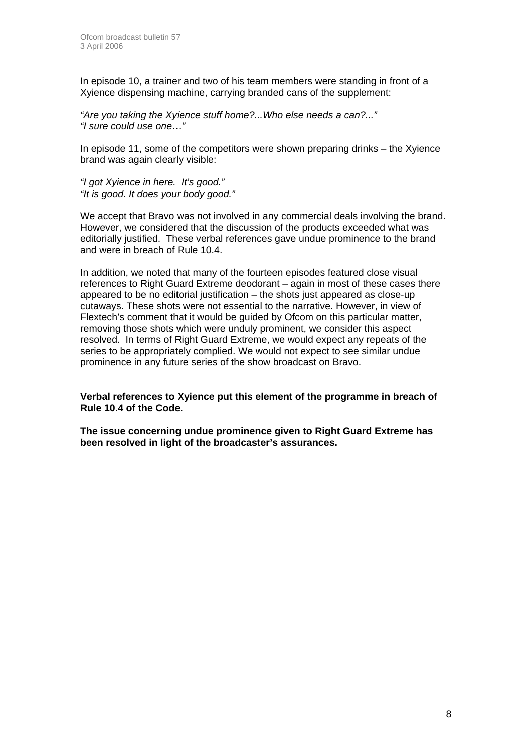In episode 10, a trainer and two of his team members were standing in front of a Xyience dispensing machine, carrying branded cans of the supplement:

*"Are you taking the Xyience stuff home?...Who else needs a can?..."*
*"I sure could use one…"*

In episode 11, some of the competitors were shown preparing drinks – the Xyience brand was again clearly visible:

*"I got Xyience in here. It's good."*
*"It is good. It does your body good."*

We accept that Bravo was not involved in any commercial deals involving the brand. However, we considered that the discussion of the products exceeded what was editorially justified. These verbal references gave undue prominence to the brand and were in breach of Rule 10.4.

In addition, we noted that many of the fourteen episodes featured close visual references to Right Guard Extreme deodorant – again in most of these cases there appeared to be no editorial justification – the shots just appeared as close-up cutaways. These shots were not essential to the narrative. However, in view of Flextech's comment that it would be guided by Ofcom on this particular matter, removing those shots which were unduly prominent, we consider this aspect resolved. In terms of Right Guard Extreme, we would expect any repeats of the series to be appropriately complied. We would not expect to see similar undue prominence in any future series of the show broadcast on Bravo.

**Verbal references to Xyience put this element of the programme in breach of Rule 10.4 of the Code.**

**The issue concerning undue prominence given to Right Guard Extreme has been resolved in light of the broadcaster's assurances.**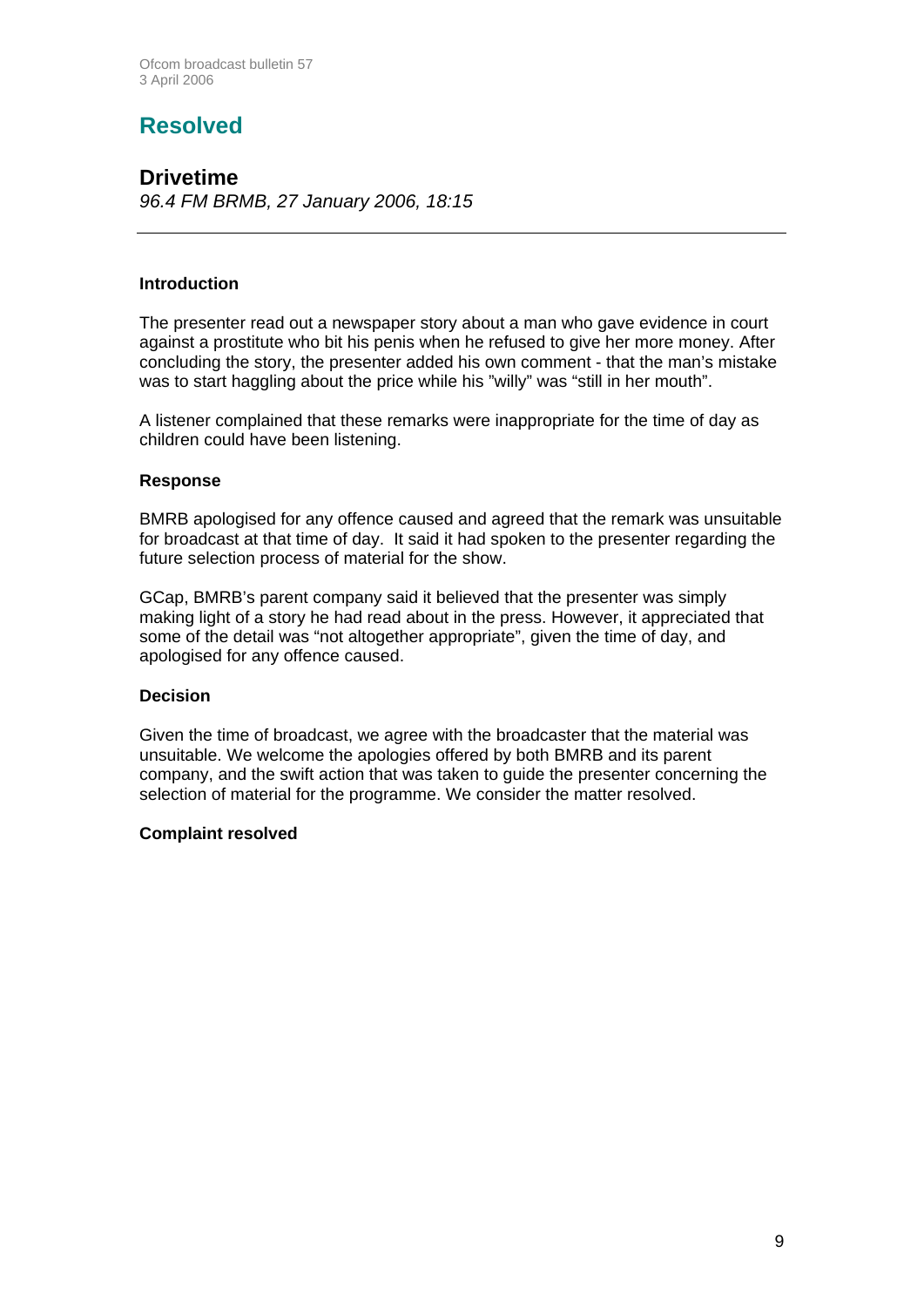# Resolved

## Drivetime

*96.4 FM BRMB, 27 January 2006, 18:15*

---

### Introduction

The presenter read out a newspaper story about a man who gave evidence in court against a prostitute who bit his penis when he refused to give her more money. After concluding the story, the presenter added his own comment - that the man's mistake was to start haggling about the price while his "willy" was "still in her mouth".

A listener complained that these remarks were inappropriate for the time of day as children could have been listening.

### Response

BMRB apologised for any offence caused and agreed that the remark was unsuitable for broadcast at that time of day. It said it had spoken to the presenter regarding the future selection process of material for the show.

GCap, BMRB's parent company said it believed that the presenter was simply making light of a story he had read about in the press. However, it appreciated that some of the detail was "not altogether appropriate", given the time of day, and apologised for any offence caused.

### Decision

Given the time of broadcast, we agree with the broadcaster that the material was unsuitable. We welcome the apologies offered by both BMRB and its parent company, and the swift action that was taken to guide the presenter concerning the selection of material for the programme. We consider the matter resolved.

**Complaint resolved**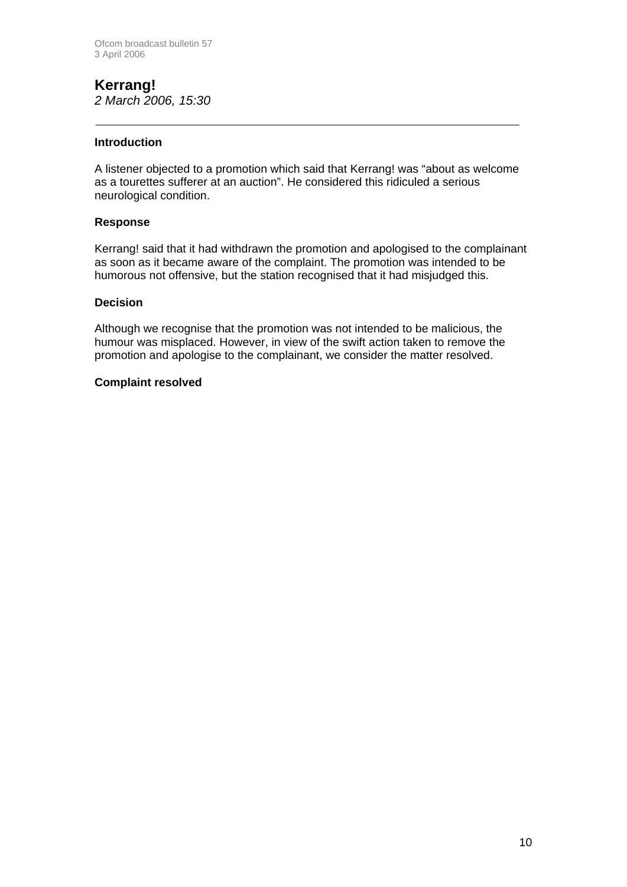## Kerrang!

*2 March 2006, 15:30*

---

### Introduction

A listener objected to a promotion which said that Kerrang! was "about as welcome as a tourettes sufferer at an auction". He considered this ridiculed a serious neurological condition.

### Response

Kerrang! said that it had withdrawn the promotion and apologised to the complainant as soon as it became aware of the complaint. The promotion was intended to be humorous not offensive, but the station recognised that it had misjudged this.

### Decision

Although we recognise that the promotion was not intended to be malicious, the humour was misplaced. However, in view of the swift action taken to remove the promotion and apologise to the complainant, we consider the matter resolved.

**Complaint resolved**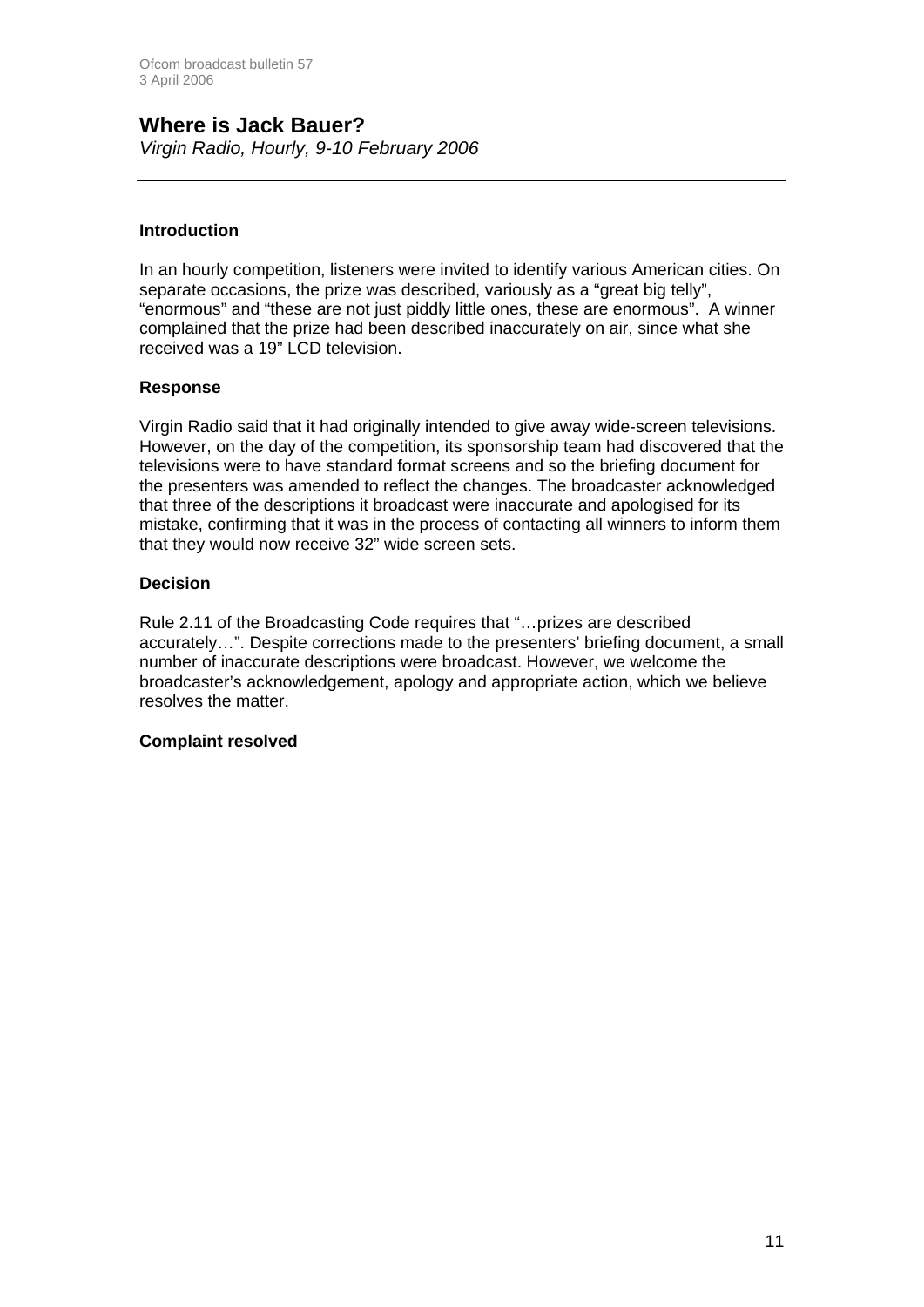## Where is Jack Bauer?

*Virgin Radio, Hourly, 9-10 February 2006*

---

### Introduction

In an hourly competition, listeners were invited to identify various American cities. On separate occasions, the prize was described, variously as a "great big telly", "enormous" and "these are not just piddly little ones, these are enormous". A winner complained that the prize had been described inaccurately on air, since what she received was a 19" LCD television.

### Response

Virgin Radio said that it had originally intended to give away wide-screen televisions. However, on the day of the competition, its sponsorship team had discovered that the televisions were to have standard format screens and so the briefing document for the presenters was amended to reflect the changes. The broadcaster acknowledged that three of the descriptions it broadcast were inaccurate and apologised for its mistake, confirming that it was in the process of contacting all winners to inform them that they would now receive 32" wide screen sets.

### Decision

Rule 2.11 of the Broadcasting Code requires that "…prizes are described accurately…". Despite corrections made to the presenters' briefing document, a small number of inaccurate descriptions were broadcast. However, we welcome the broadcaster's acknowledgement, apology and appropriate action, which we believe resolves the matter.

**Complaint resolved**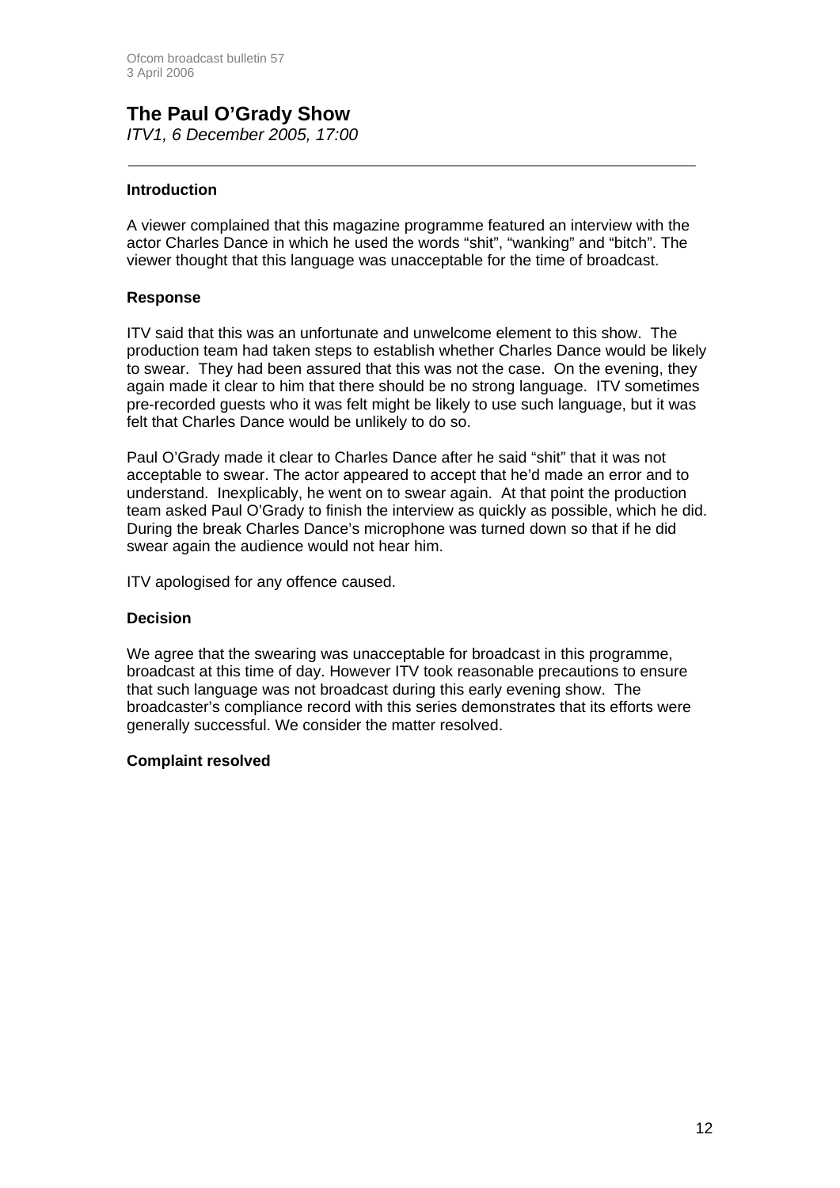## The Paul O'Grady Show

*ITV1, 6 December 2005, 17:00*

---

### Introduction

A viewer complained that this magazine programme featured an interview with the actor Charles Dance in which he used the words "shit", "wanking" and "bitch". The viewer thought that this language was unacceptable for the time of broadcast.

### Response

ITV said that this was an unfortunate and unwelcome element to this show. The production team had taken steps to establish whether Charles Dance would be likely to swear. They had been assured that this was not the case. On the evening, they again made it clear to him that there should be no strong language. ITV sometimes pre-recorded guests who it was felt might be likely to use such language, but it was felt that Charles Dance would be unlikely to do so.

Paul O'Grady made it clear to Charles Dance after he said "shit" that it was not acceptable to swear. The actor appeared to accept that he'd made an error and to understand. Inexplicably, he went on to swear again. At that point the production team asked Paul O'Grady to finish the interview as quickly as possible, which he did. During the break Charles Dance's microphone was turned down so that if he did swear again the audience would not hear him.

ITV apologised for any offence caused.

### Decision

We agree that the swearing was unacceptable for broadcast in this programme, broadcast at this time of day. However ITV took reasonable precautions to ensure that such language was not broadcast during this early evening show. The broadcaster's compliance record with this series demonstrates that its efforts were generally successful. We consider the matter resolved.

**Complaint resolved**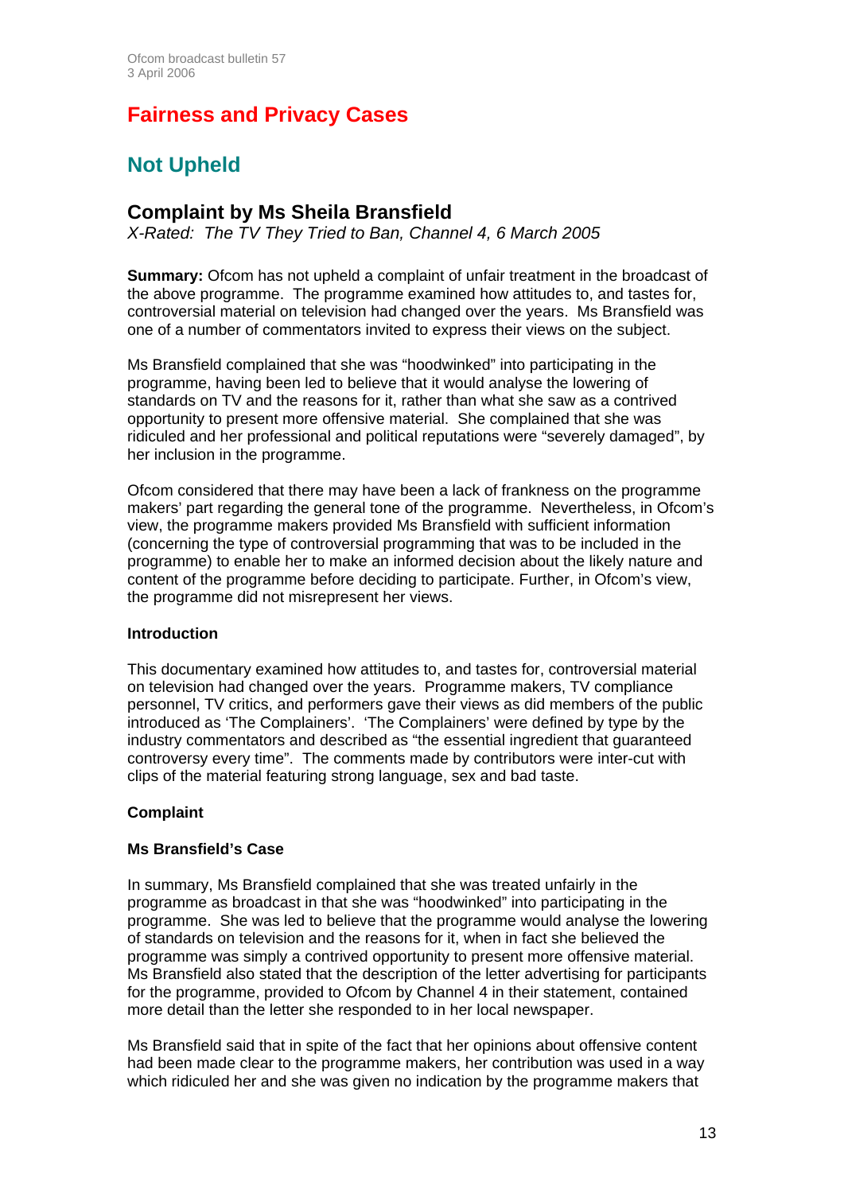# Fairness and Privacy Cases

## Not Upheld

### Complaint by Ms Sheila Bransfield

*X-Rated: The TV They Tried to Ban, Channel 4, 6 March 2005*

**Summary:** Ofcom has not upheld a complaint of unfair treatment in the broadcast of the above programme. The programme examined how attitudes to, and tastes for, controversial material on television had changed over the years. Ms Bransfield was one of a number of commentators invited to express their views on the subject.

Ms Bransfield complained that she was "hoodwinked" into participating in the programme, having been led to believe that it would analyse the lowering of standards on TV and the reasons for it, rather than what she saw as a contrived opportunity to present more offensive material. She complained that she was ridiculed and her professional and political reputations were "severely damaged", by her inclusion in the programme.

Ofcom considered that there may have been a lack of frankness on the programme makers' part regarding the general tone of the programme. Nevertheless, in Ofcom's view, the programme makers provided Ms Bransfield with sufficient information (concerning the type of controversial programming that was to be included in the programme) to enable her to make an informed decision about the likely nature and content of the programme before deciding to participate. Further, in Ofcom's view, the programme did not misrepresent her views.

**Introduction**

This documentary examined how attitudes to, and tastes for, controversial material on television had changed over the years. Programme makers, TV compliance personnel, TV critics, and performers gave their views as did members of the public introduced as 'The Complainers'. 'The Complainers' were defined by type by the industry commentators and described as "the essential ingredient that guaranteed controversy every time". The comments made by contributors were inter-cut with clips of the material featuring strong language, sex and bad taste.

**Complaint**

**Ms Bransfield's Case**

In summary, Ms Bransfield complained that she was treated unfairly in the programme as broadcast in that she was "hoodwinked" into participating in the programme. She was led to believe that the programme would analyse the lowering of standards on television and the reasons for it, when in fact she believed the programme was simply a contrived opportunity to present more offensive material. Ms Bransfield also stated that the description of the letter advertising for participants for the programme, provided to Ofcom by Channel 4 in their statement, contained more detail than the letter she responded to in her local newspaper.

Ms Bransfield said that in spite of the fact that her opinions about offensive content had been made clear to the programme makers, her contribution was used in a way which ridiculed her and she was given no indication by the programme makers that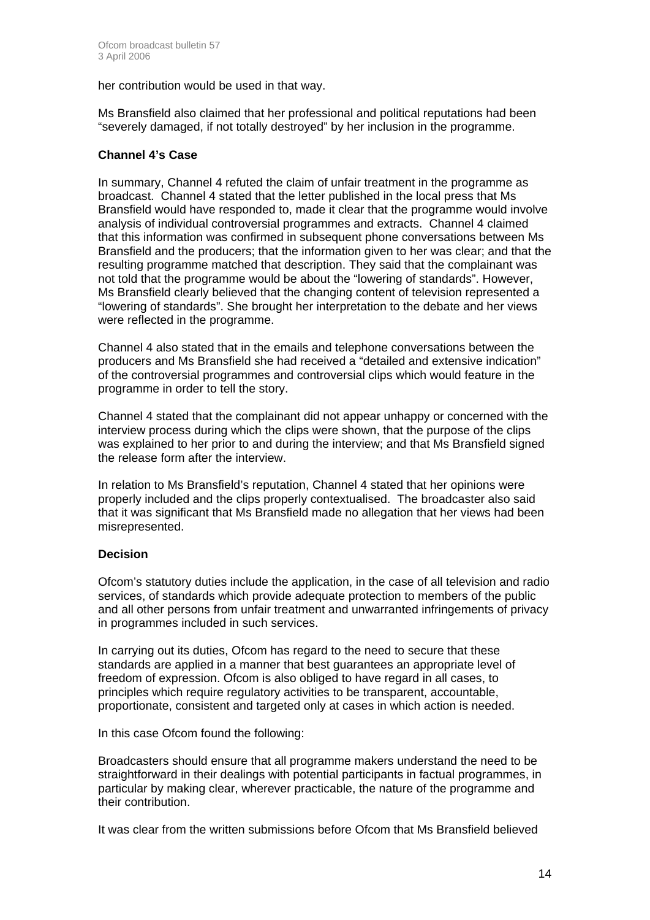her contribution would be used in that way.

Ms Bransfield also claimed that her professional and political reputations had been "severely damaged, if not totally destroyed" by her inclusion in the programme.

### Channel 4's Case

In summary, Channel 4 refuted the claim of unfair treatment in the programme as broadcast. Channel 4 stated that the letter published in the local press that Ms Bransfield would have responded to, made it clear that the programme would involve analysis of individual controversial programmes and extracts. Channel 4 claimed that this information was confirmed in subsequent phone conversations between Ms Bransfield and the producers; that the information given to her was clear; and that the resulting programme matched that description. They said that the complainant was not told that the programme would be about the "lowering of standards". However, Ms Bransfield clearly believed that the changing content of television represented a "lowering of standards". She brought her interpretation to the debate and her views were reflected in the programme.

Channel 4 also stated that in the emails and telephone conversations between the producers and Ms Bransfield she had received a "detailed and extensive indication" of the controversial programmes and controversial clips which would feature in the programme in order to tell the story.

Channel 4 stated that the complainant did not appear unhappy or concerned with the interview process during which the clips were shown, that the purpose of the clips was explained to her prior to and during the interview; and that Ms Bransfield signed the release form after the interview.

In relation to Ms Bransfield's reputation, Channel 4 stated that her opinions were properly included and the clips properly contextualised. The broadcaster also said that it was significant that Ms Bransfield made no allegation that her views had been misrepresented.

### Decision

Ofcom's statutory duties include the application, in the case of all television and radio services, of standards which provide adequate protection to members of the public and all other persons from unfair treatment and unwarranted infringements of privacy in programmes included in such services.

In carrying out its duties, Ofcom has regard to the need to secure that these standards are applied in a manner that best guarantees an appropriate level of freedom of expression. Ofcom is also obliged to have regard in all cases, to principles which require regulatory activities to be transparent, accountable, proportionate, consistent and targeted only at cases in which action is needed.

In this case Ofcom found the following:

Broadcasters should ensure that all programme makers understand the need to be straightforward in their dealings with potential participants in factual programmes, in particular by making clear, wherever practicable, the nature of the programme and their contribution.

It was clear from the written submissions before Ofcom that Ms Bransfield believed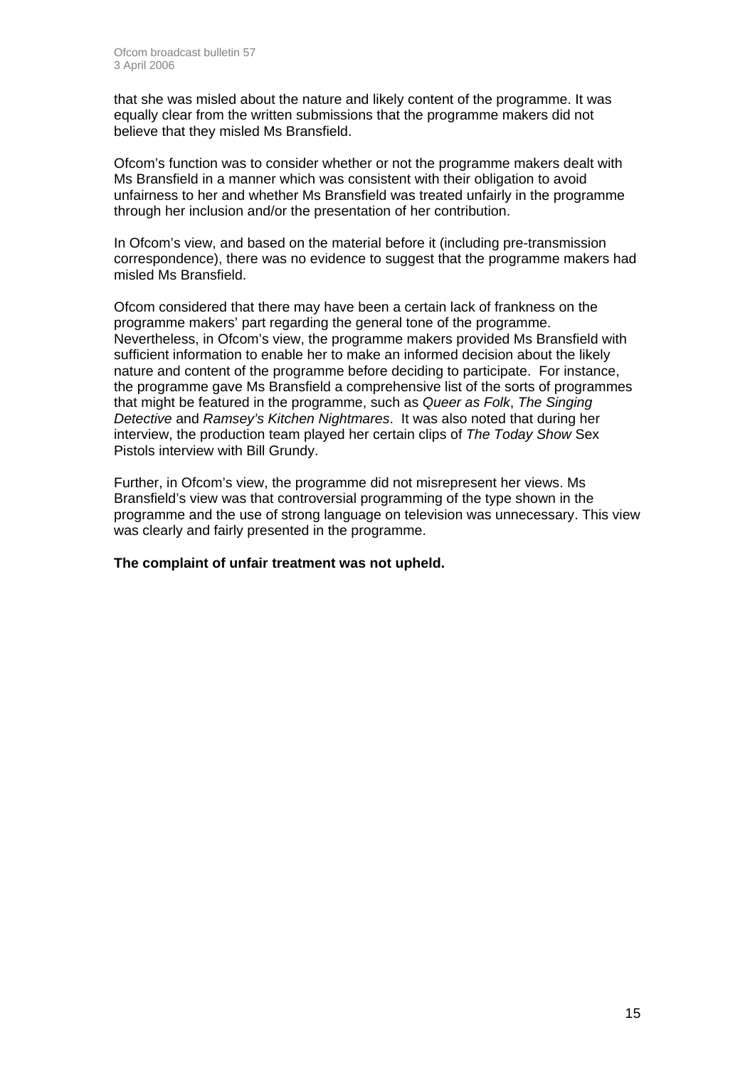that she was misled about the nature and likely content of the programme. It was equally clear from the written submissions that the programme makers did not believe that they misled Ms Bransfield.

Ofcom's function was to consider whether or not the programme makers dealt with Ms Bransfield in a manner which was consistent with their obligation to avoid unfairness to her and whether Ms Bransfield was treated unfairly in the programme through her inclusion and/or the presentation of her contribution.

In Ofcom's view, and based on the material before it (including pre-transmission correspondence), there was no evidence to suggest that the programme makers had misled Ms Bransfield.

Ofcom considered that there may have been a certain lack of frankness on the programme makers' part regarding the general tone of the programme. Nevertheless, in Ofcom's view, the programme makers provided Ms Bransfield with sufficient information to enable her to make an informed decision about the likely nature and content of the programme before deciding to participate. For instance, the programme gave Ms Bransfield a comprehensive list of the sorts of programmes that might be featured in the programme, such as *Queer as Folk*, *The Singing Detective* and *Ramsey's Kitchen Nightmares*. It was also noted that during her interview, the production team played her certain clips of *The Today Show* Sex Pistols interview with Bill Grundy.

Further, in Ofcom's view, the programme did not misrepresent her views. Ms Bransfield's view was that controversial programming of the type shown in the programme and the use of strong language on television was unnecessary. This view was clearly and fairly presented in the programme.

**The complaint of unfair treatment was not upheld.**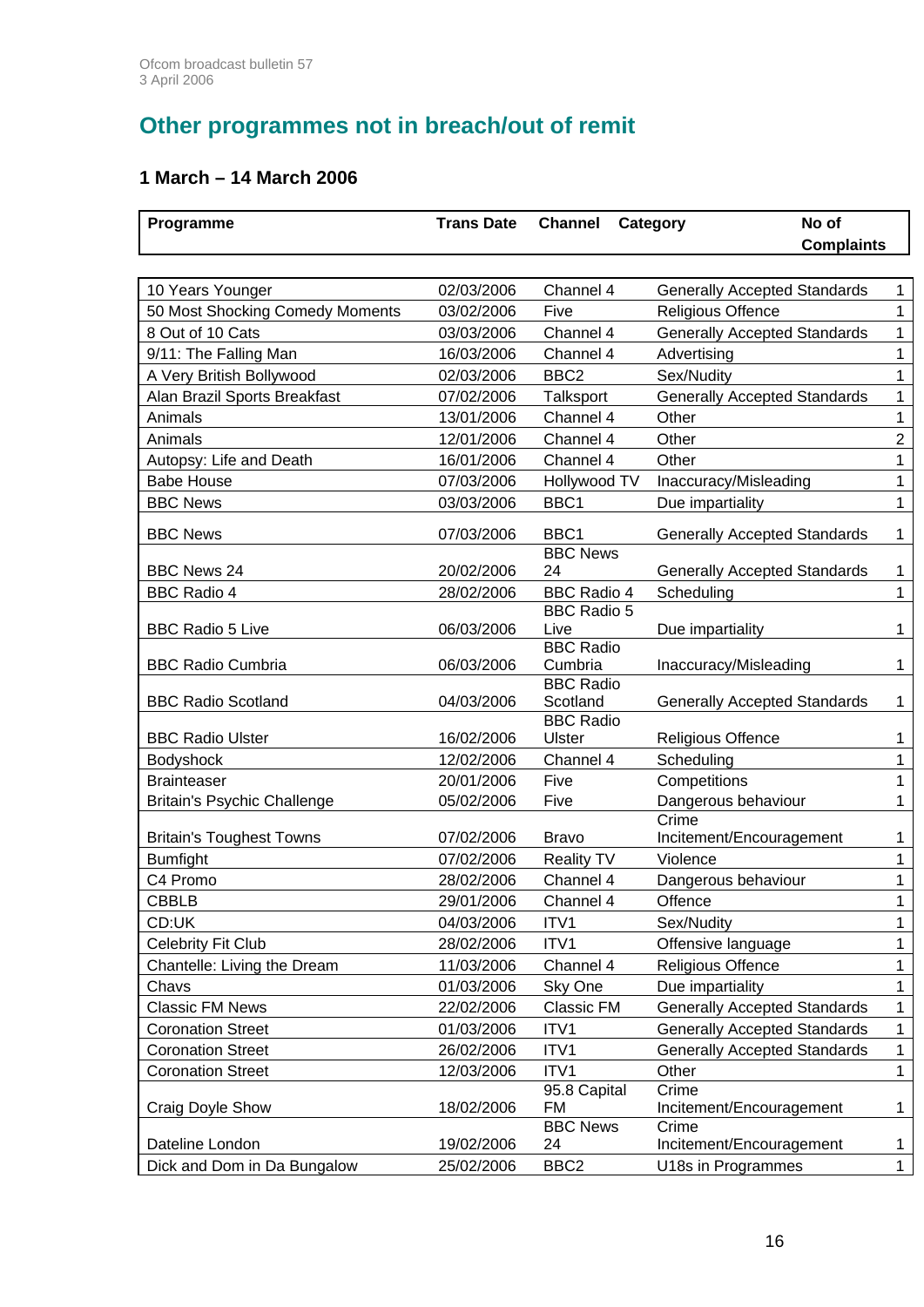## Other programmes not in breach/out of remit

### 1 March – 14 March 2006

| Programme | Trans Date | Channel | Category | No of Complaints |
|---|---|---|---|---|
| 10 Years Younger | 02/03/2006 | Channel 4 | Generally Accepted Standards | 1 |
| 50 Most Shocking Comedy Moments | 03/02/2006 | Five | Religious Offence | 1 |
| 8 Out of 10 Cats | 03/03/2006 | Channel 4 | Generally Accepted Standards | 1 |
| 9/11: The Falling Man | 16/03/2006 | Channel 4 | Advertising | 1 |
| A Very British Bollywood | 02/03/2006 | BBC2 | Sex/Nudity | 1 |
| Alan Brazil Sports Breakfast | 07/02/2006 | Talksport | Generally Accepted Standards | 1 |
| Animals | 13/01/2006 | Channel 4 | Other | 1 |
| Animals | 12/01/2006 | Channel 4 | Other | 2 |
| Autopsy: Life and Death | 16/01/2006 | Channel 4 | Other | 1 |
| Babe House | 07/03/2006 | Hollywood TV | Inaccuracy/Misleading | 1 |
| BBC News | 03/03/2006 | BBC1 | Due impartiality | 1 |
| BBC News | 07/03/2006 | BBC1 | Generally Accepted Standards | 1 |
| BBC News 24 | 20/02/2006 | BBC News 24 | Generally Accepted Standards | 1 |
| BBC Radio 4 | 28/02/2006 | BBC Radio 4 | Scheduling | 1 |
| BBC Radio 5 Live | 06/03/2006 | BBC Radio 5 Live | Due impartiality | 1 |
| BBC Radio Cumbria | 06/03/2006 | BBC Radio Cumbria | Inaccuracy/Misleading | 1 |
| BBC Radio Scotland | 04/03/2006 | BBC Radio Scotland | Generally Accepted Standards | 1 |
| BBC Radio Ulster | 16/02/2006 | BBC Radio Ulster | Religious Offence | 1 |
| Bodyshock | 12/02/2006 | Channel 4 | Scheduling | 1 |
| Brainteaser | 20/01/2006 | Five | Competitions | 1 |
| Britain's Psychic Challenge | 05/02/2006 | Five | Dangerous behaviour | 1 |
| Britain's Toughest Towns | 07/02/2006 | Bravo | Crime Incitement/Encouragement | 1 |
| Bumfight | 07/02/2006 | Reality TV | Violence | 1 |
| C4 Promo | 28/02/2006 | Channel 4 | Dangerous behaviour | 1 |
| CBBLB | 29/01/2006 | Channel 4 | Offence | 1 |
| CD:UK | 04/03/2006 | ITV1 | Sex/Nudity | 1 |
| Celebrity Fit Club | 28/02/2006 | ITV1 | Offensive language | 1 |
| Chantelle: Living the Dream | 11/03/2006 | Channel 4 | Religious Offence | 1 |
| Chavs | 01/03/2006 | Sky One | Due impartiality | 1 |
| Classic FM News | 22/02/2006 | Classic FM | Generally Accepted Standards | 1 |
| Coronation Street | 01/03/2006 | ITV1 | Generally Accepted Standards | 1 |
| Coronation Street | 26/02/2006 | ITV1 | Generally Accepted Standards | 1 |
| Coronation Street | 12/03/2006 | ITV1 | Other | 1 |
| Craig Doyle Show | 18/02/2006 | 95.8 Capital FM | Crime Incitement/Encouragement | 1 |
| Dateline London | 19/02/2006 | BBC News 24 | Crime Incitement/Encouragement | 1 |
| Dick and Dom in Da Bungalow | 25/02/2006 | BBC2 | U18s in Programmes | 1 |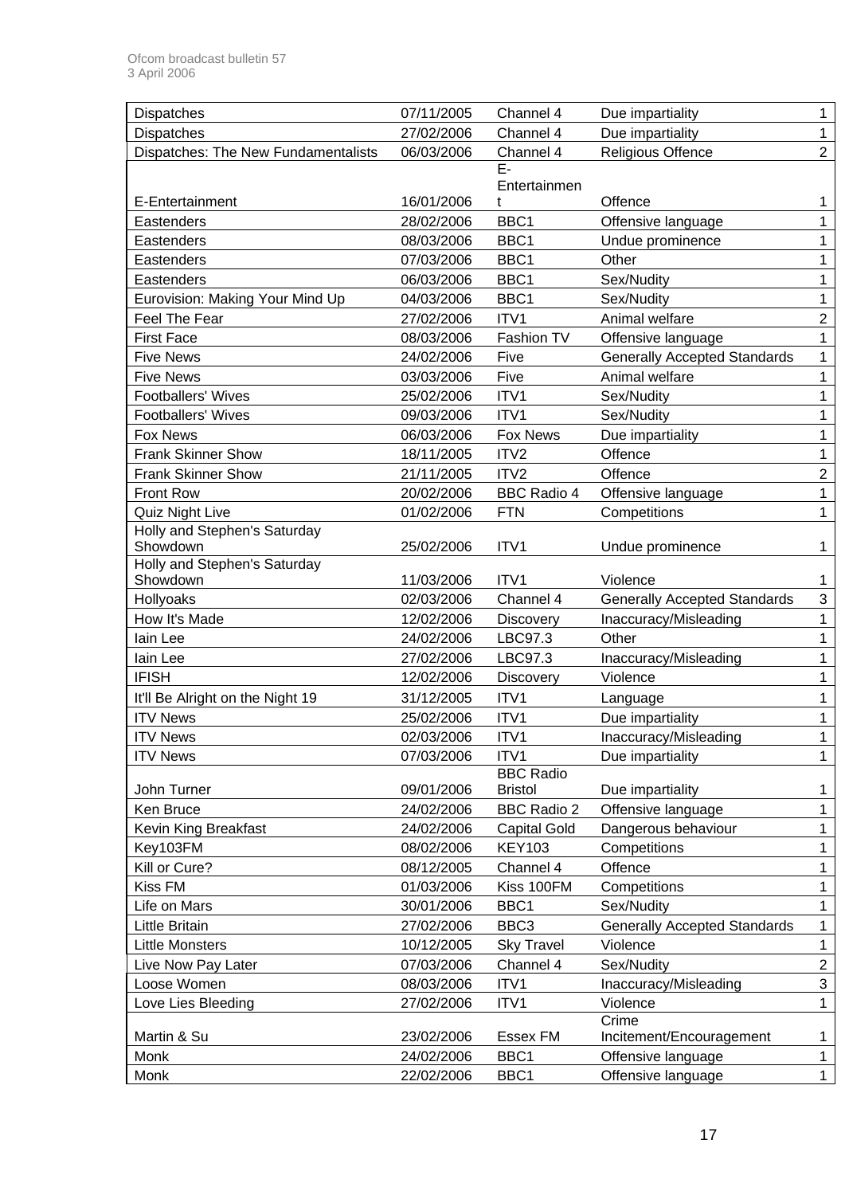| Dispatches | 07/11/2005 | Channel 4 | Due impartiality | 1 |
|---|---|---|---|---|
| Dispatches | 27/02/2006 | Channel 4 | Due impartiality | 1 |
| Dispatches: The New Fundamentalists | 06/03/2006 | Channel 4 | Religious Offence | 2 |
| E-Entertainment | 16/01/2006 | E-Entertainment | Offence | 1 |
| Eastenders | 28/02/2006 | BBC1 | Offensive language | 1 |
| Eastenders | 08/03/2006 | BBC1 | Undue prominence | 1 |
| Eastenders | 07/03/2006 | BBC1 | Other | 1 |
| Eastenders | 06/03/2006 | BBC1 | Sex/Nudity | 1 |
| Eurovision: Making Your Mind Up | 04/03/2006 | BBC1 | Sex/Nudity | 1 |
| Feel The Fear | 27/02/2006 | ITV1 | Animal welfare | 2 |
| First Face | 08/03/2006 | Fashion TV | Offensive language | 1 |
| Five News | 24/02/2006 | Five | Generally Accepted Standards | 1 |
| Five News | 03/03/2006 | Five | Animal welfare | 1 |
| Footballers' Wives | 25/02/2006 | ITV1 | Sex/Nudity | 1 |
| Footballers' Wives | 09/03/2006 | ITV1 | Sex/Nudity | 1 |
| Fox News | 06/03/2006 | Fox News | Due impartiality | 1 |
| Frank Skinner Show | 18/11/2005 | ITV2 | Offence | 1 |
| Frank Skinner Show | 21/11/2005 | ITV2 | Offence | 2 |
| Front Row | 20/02/2006 | BBC Radio 4 | Offensive language | 1 |
| Quiz Night Live | 01/02/2006 | FTN | Competitions | 1 |
| Holly and Stephen's Saturday Showdown | 25/02/2006 | ITV1 | Undue prominence | 1 |
| Holly and Stephen's Saturday Showdown | 11/03/2006 | ITV1 | Violence | 1 |
| Hollyoaks | 02/03/2006 | Channel 4 | Generally Accepted Standards | 3 |
| How It's Made | 12/02/2006 | Discovery | Inaccuracy/Misleading | 1 |
| Iain Lee | 24/02/2006 | LBC97.3 | Other | 1 |
| Iain Lee | 27/02/2006 | LBC97.3 | Inaccuracy/Misleading | 1 |
| IFISH | 12/02/2006 | Discovery | Violence | 1 |
| It'll Be Alright on the Night 19 | 31/12/2005 | ITV1 | Language | 1 |
| ITV News | 25/02/2006 | ITV1 | Due impartiality | 1 |
| ITV News | 02/03/2006 | ITV1 | Inaccuracy/Misleading | 1 |
| ITV News | 07/03/2006 | ITV1 | Due impartiality | 1 |
| John Turner | 09/01/2006 | BBC Radio Bristol | Due impartiality | 1 |
| Ken Bruce | 24/02/2006 | BBC Radio 2 | Offensive language | 1 |
| Kevin King Breakfast | 24/02/2006 | Capital Gold | Dangerous behaviour | 1 |
| Key103FM | 08/02/2006 | KEY103 | Competitions | 1 |
| Kill or Cure? | 08/12/2005 | Channel 4 | Offence | 1 |
| Kiss FM | 01/03/2006 | Kiss 100FM | Competitions | 1 |
| Life on Mars | 30/01/2006 | BBC1 | Sex/Nudity | 1 |
| Little Britain | 27/02/2006 | BBC3 | Generally Accepted Standards | 1 |
| Little Monsters | 10/12/2005 | Sky Travel | Violence | 1 |
| Live Now Pay Later | 07/03/2006 | Channel 4 | Sex/Nudity | 2 |
| Loose Women | 08/03/2006 | ITV1 | Inaccuracy/Misleading | 3 |
| Love Lies Bleeding | 27/02/2006 | ITV1 | Violence | 1 |
| Martin & Su | 23/02/2006 | Essex FM | Crime Incitement/Encouragement | 1 |
| Monk | 24/02/2006 | BBC1 | Offensive language | 1 |
| Monk | 22/02/2006 | BBC1 | Offensive language | 1 |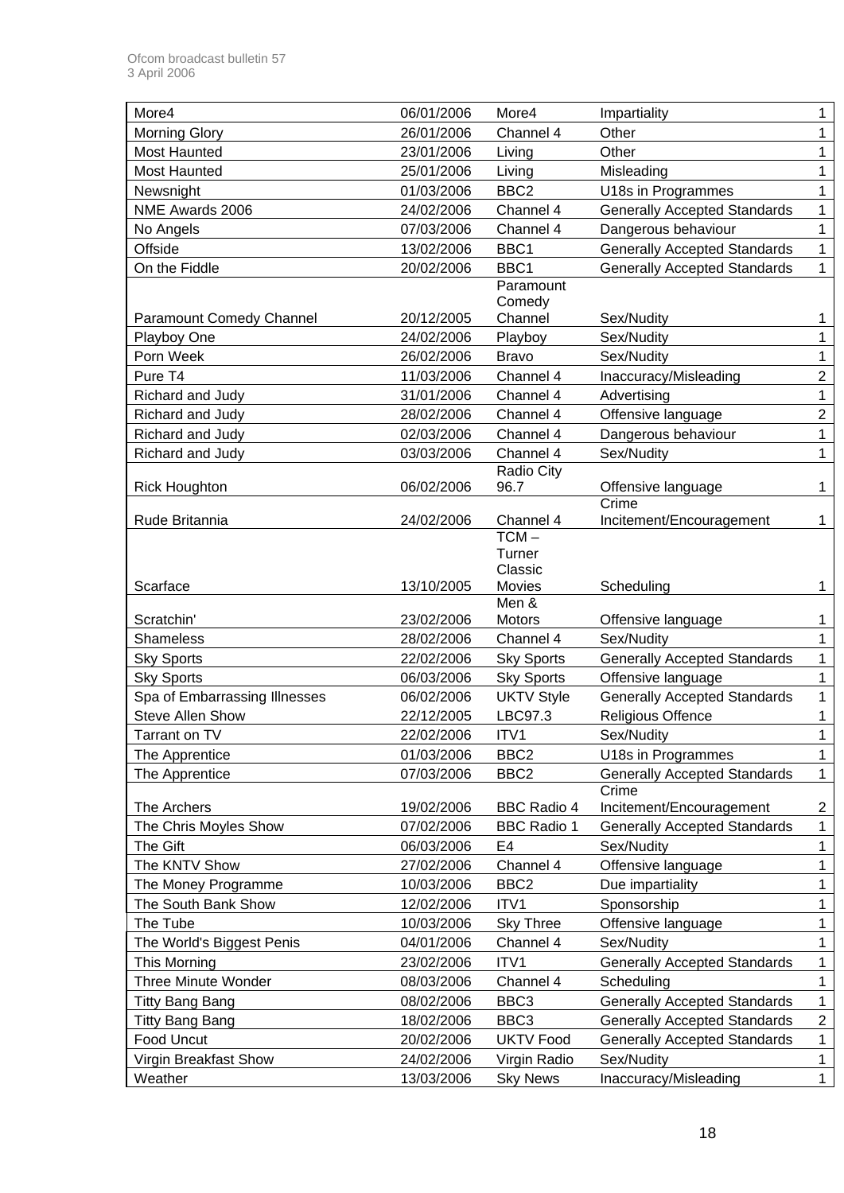| More4 | 06/01/2006 | More4 | Impartiality | 1 |
|---|---|---|---|---|
| Morning Glory | 26/01/2006 | Channel 4 | Other | 1 |
| Most Haunted | 23/01/2006 | Living | Other | 1 |
| Most Haunted | 25/01/2006 | Living | Misleading | 1 |
| Newsnight | 01/03/2006 | BBC2 | U18s in Programmes | 1 |
| NME Awards 2006 | 24/02/2006 | Channel 4 | Generally Accepted Standards | 1 |
| No Angels | 07/03/2006 | Channel 4 | Dangerous behaviour | 1 |
| Offside | 13/02/2006 | BBC1 | Generally Accepted Standards | 1 |
| On the Fiddle | 20/02/2006 | BBC1 | Generally Accepted Standards | 1 |
| Paramount Comedy Channel | 20/12/2005 | Paramount Comedy Channel | Sex/Nudity | 1 |
| Playboy One | 24/02/2006 | Playboy | Sex/Nudity | 1 |
| Porn Week | 26/02/2006 | Bravo | Sex/Nudity | 1 |
| Pure T4 | 11/03/2006 | Channel 4 | Inaccuracy/Misleading | 2 |
| Richard and Judy | 31/01/2006 | Channel 4 | Advertising | 1 |
| Richard and Judy | 28/02/2006 | Channel 4 | Offensive language | 2 |
| Richard and Judy | 02/03/2006 | Channel 4 | Dangerous behaviour | 1 |
| Richard and Judy | 03/03/2006 | Channel 4 | Sex/Nudity | 1 |
| Rick Houghton | 06/02/2006 | Radio City 96.7 | Offensive language | 1 |
| Rude Britannia | 24/02/2006 | Channel 4 | Crime Incitement/Encouragement | 1 |
| Scarface | 13/10/2005 | TCM – Turner Classic Movies | Scheduling | 1 |
| Scratchin' | 23/02/2006 | Men & Motors | Offensive language | 1 |
| Shameless | 28/02/2006 | Channel 4 | Sex/Nudity | 1 |
| Sky Sports | 22/02/2006 | Sky Sports | Generally Accepted Standards | 1 |
| Sky Sports | 06/03/2006 | Sky Sports | Offensive language | 1 |
| Spa of Embarrassing Illnesses | 06/02/2006 | UKTV Style | Generally Accepted Standards | 1 |
| Steve Allen Show | 22/12/2005 | LBC97.3 | Religious Offence | 1 |
| Tarrant on TV | 22/02/2006 | ITV1 | Sex/Nudity | 1 |
| The Apprentice | 01/03/2006 | BBC2 | U18s in Programmes | 1 |
| The Apprentice | 07/03/2006 | BBC2 | Generally Accepted Standards | 1 |
| The Archers | 19/02/2006 | BBC Radio 4 | Crime Incitement/Encouragement | 2 |
| The Chris Moyles Show | 07/02/2006 | BBC Radio 1 | Generally Accepted Standards | 1 |
| The Gift | 06/03/2006 | E4 | Sex/Nudity | 1 |
| The KNTV Show | 27/02/2006 | Channel 4 | Offensive language | 1 |
| The Money Programme | 10/03/2006 | BBC2 | Due impartiality | 1 |
| The South Bank Show | 12/02/2006 | ITV1 | Sponsorship | 1 |
| The Tube | 10/03/2006 | Sky Three | Offensive language | 1 |
| The World's Biggest Penis | 04/01/2006 | Channel 4 | Sex/Nudity | 1 |
| This Morning | 23/02/2006 | ITV1 | Generally Accepted Standards | 1 |
| Three Minute Wonder | 08/03/2006 | Channel 4 | Scheduling | 1 |
| Titty Bang Bang | 08/02/2006 | BBC3 | Generally Accepted Standards | 1 |
| Titty Bang Bang | 18/02/2006 | BBC3 | Generally Accepted Standards | 2 |
| Food Uncut | 20/02/2006 | UKTV Food | Generally Accepted Standards | 1 |
| Virgin Breakfast Show | 24/02/2006 | Virgin Radio | Sex/Nudity | 1 |
| Weather | 13/03/2006 | Sky News | Inaccuracy/Misleading | 1 |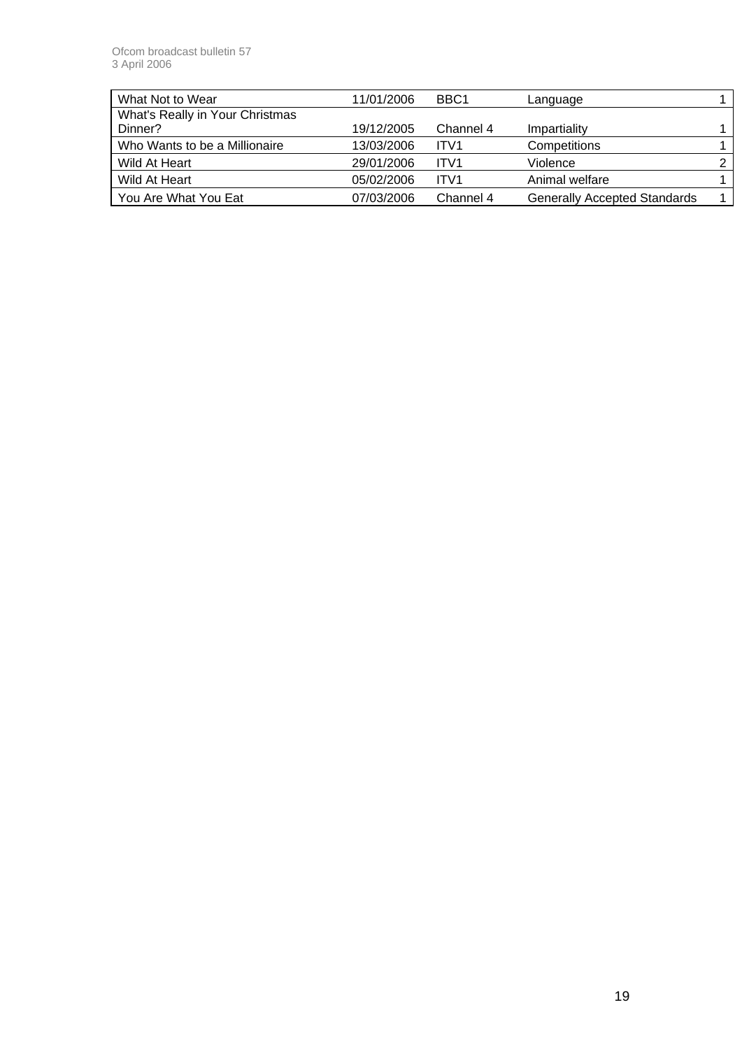| | | | | |
|---|---|---|---|---|
| What Not to Wear | 11/01/2006 | BBC1 | Language | 1 |
| What's Really in Your Christmas Dinner? | 19/12/2005 | Channel 4 | Impartiality | 1 |
| Who Wants to be a Millionaire | 13/03/2006 | ITV1 | Competitions | 1 |
| Wild At Heart | 29/01/2006 | ITV1 | Violence | 2 |
| Wild At Heart | 05/02/2006 | ITV1 | Animal welfare | 1 |
| You Are What You Eat | 07/03/2006 | Channel 4 | Generally Accepted Standards | 1 |